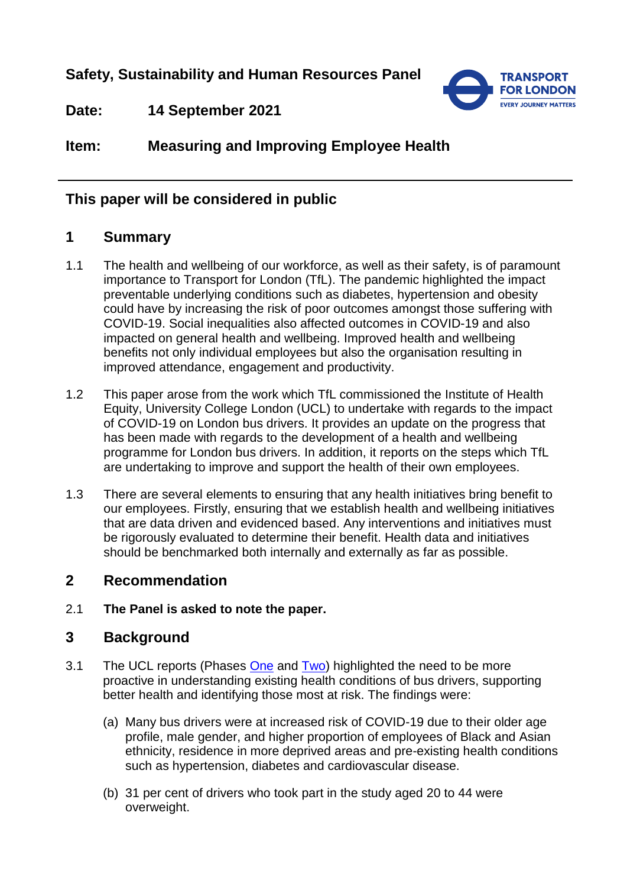**Safety, Sustainability and Human Resources Panel**

**Date:** **14 September 2021**

**Item:** **Measuring and Improving Employee Health**

---

**This paper will be considered in public**

## 1 Summary

1.1 The health and wellbeing of our workforce, as well as their safety, is of paramount importance to Transport for London (TfL). The pandemic highlighted the impact preventable underlying conditions such as diabetes, hypertension and obesity could have by increasing the risk of poor outcomes amongst those suffering with COVID-19. Social inequalities also affected outcomes in COVID-19 and also impacted on general health and wellbeing. Improved health and wellbeing benefits not only individual employees but also the organisation resulting in improved attendance, engagement and productivity.

1.2 This paper arose from the work which TfL commissioned the Institute of Health Equity, University College London (UCL) to undertake with regards to the impact of COVID-19 on London bus drivers. It provides an update on the progress that has been made with regards to the development of a health and wellbeing programme for London bus drivers. In addition, it reports on the steps which TfL are undertaking to improve and support the health of their own employees.

1.3 There are several elements to ensuring that any health initiatives bring benefit to our employees. Firstly, ensuring that we establish health and wellbeing initiatives that are data driven and evidenced based. Any interventions and initiatives must be rigorously evaluated to determine their benefit. Health data and initiatives should be benchmarked both internally and externally as far as possible.

## 2 Recommendation

2.1 **The Panel is asked to note the paper.**

## 3 Background

3.1 The UCL reports (Phases One and Two) highlighted the need to be more proactive in understanding existing health conditions of bus drivers, supporting better health and identifying those most at risk. The findings were:

(a) Many bus drivers were at increased risk of COVID-19 due to their older age profile, male gender, and higher proportion of employees of Black and Asian ethnicity, residence in more deprived areas and pre-existing health conditions such as hypertension, diabetes and cardiovascular disease.

(b) 31 per cent of drivers who took part in the study aged 20 to 44 were overweight.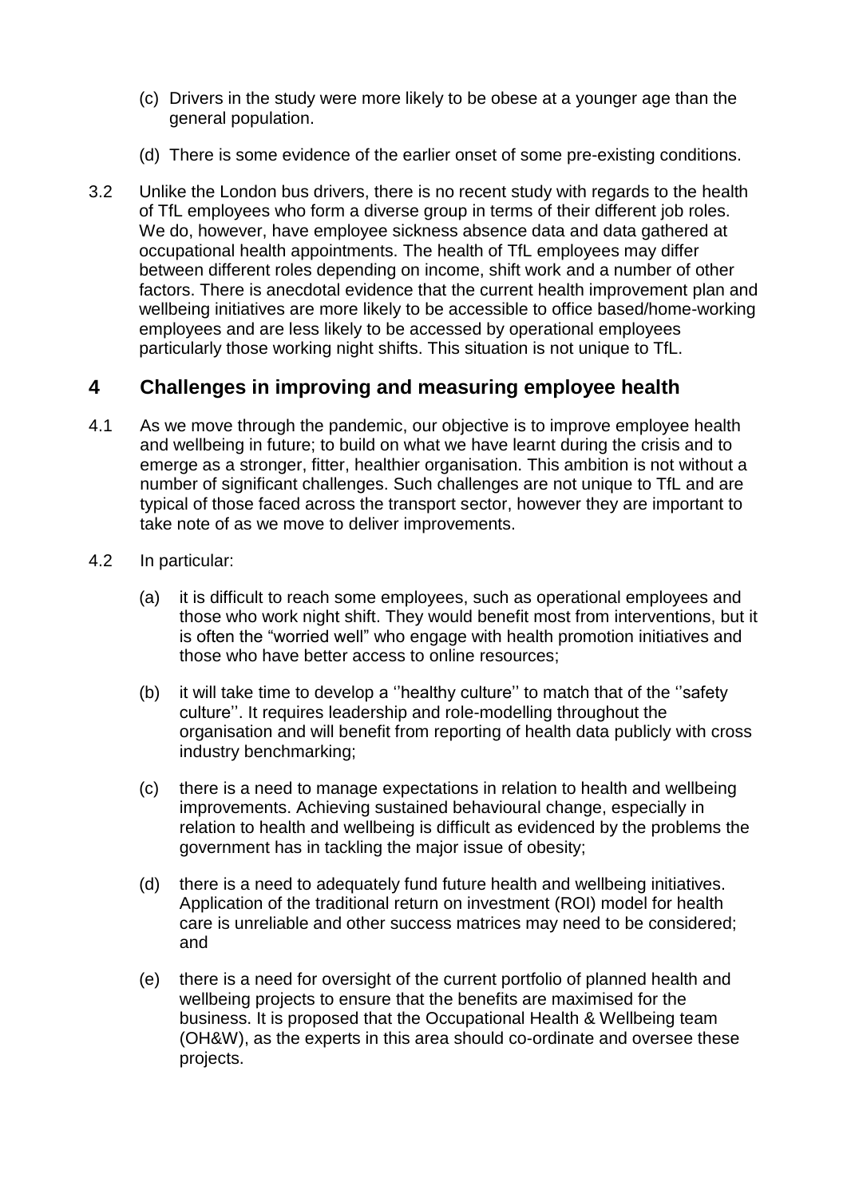(c) Drivers in the study were more likely to be obese at a younger age than the general population.

(d) There is some evidence of the earlier onset of some pre-existing conditions.

3.2 Unlike the London bus drivers, there is no recent study with regards to the health of TfL employees who form a diverse group in terms of their different job roles. We do, however, have employee sickness absence data and data gathered at occupational health appointments. The health of TfL employees may differ between different roles depending on income, shift work and a number of other factors. There is anecdotal evidence that the current health improvement plan and wellbeing initiatives are more likely to be accessible to office based/home-working employees and are less likely to be accessed by operational employees particularly those working night shifts. This situation is not unique to TfL.

## 4 Challenges in improving and measuring employee health

4.1 As we move through the pandemic, our objective is to improve employee health and wellbeing in future; to build on what we have learnt during the crisis and to emerge as a stronger, fitter, healthier organisation. This ambition is not without a number of significant challenges. Such challenges are not unique to TfL and are typical of those faced across the transport sector, however they are important to take note of as we move to deliver improvements.

4.2 In particular:

(a) it is difficult to reach some employees, such as operational employees and those who work night shift. They would benefit most from interventions, but it is often the "worried well" who engage with health promotion initiatives and those who have better access to online resources;

(b) it will take time to develop a ''healthy culture'' to match that of the ''safety culture''. It requires leadership and role-modelling throughout the organisation and will benefit from reporting of health data publicly with cross industry benchmarking;

(c) there is a need to manage expectations in relation to health and wellbeing improvements. Achieving sustained behavioural change, especially in relation to health and wellbeing is difficult as evidenced by the problems the government has in tackling the major issue of obesity;

(d) there is a need to adequately fund future health and wellbeing initiatives. Application of the traditional return on investment (ROI) model for health care is unreliable and other success matrices may need to be considered; and

(e) there is a need for oversight of the current portfolio of planned health and wellbeing projects to ensure that the benefits are maximised for the business. It is proposed that the Occupational Health & Wellbeing team (OH&W), as the experts in this area should co-ordinate and oversee these projects.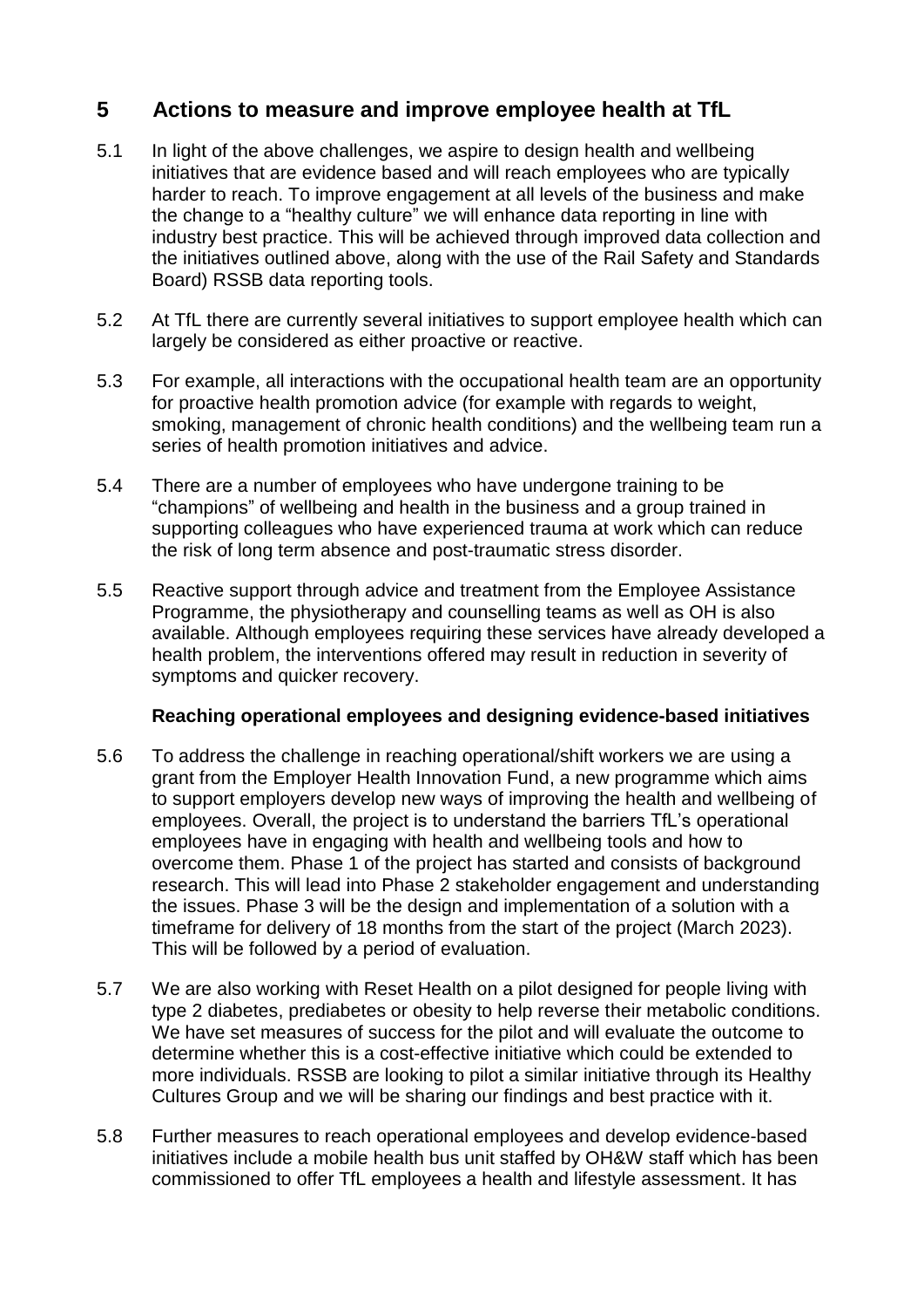## 5 Actions to measure and improve employee health at TfL

5.1 In light of the above challenges, we aspire to design health and wellbeing initiatives that are evidence based and will reach employees who are typically harder to reach. To improve engagement at all levels of the business and make the change to a "healthy culture" we will enhance data reporting in line with industry best practice. This will be achieved through improved data collection and the initiatives outlined above, along with the use of the Rail Safety and Standards Board) RSSB data reporting tools.

5.2 At TfL there are currently several initiatives to support employee health which can largely be considered as either proactive or reactive.

5.3 For example, all interactions with the occupational health team are an opportunity for proactive health promotion advice (for example with regards to weight, smoking, management of chronic health conditions) and the wellbeing team run a series of health promotion initiatives and advice.

5.4 There are a number of employees who have undergone training to be "champions" of wellbeing and health in the business and a group trained in supporting colleagues who have experienced trauma at work which can reduce the risk of long term absence and post-traumatic stress disorder.

5.5 Reactive support through advice and treatment from the Employee Assistance Programme, the physiotherapy and counselling teams as well as OH is also available. Although employees requiring these services have already developed a health problem, the interventions offered may result in reduction in severity of symptoms and quicker recovery.

**Reaching operational employees and designing evidence-based initiatives**

5.6 To address the challenge in reaching operational/shift workers we are using a grant from the Employer Health Innovation Fund, a new programme which aims to support employers develop new ways of improving the health and wellbeing of employees. Overall, the project is to understand the barriers TfL's operational employees have in engaging with health and wellbeing tools and how to overcome them. Phase 1 of the project has started and consists of background research. This will lead into Phase 2 stakeholder engagement and understanding the issues. Phase 3 will be the design and implementation of a solution with a timeframe for delivery of 18 months from the start of the project (March 2023). This will be followed by a period of evaluation.

5.7 We are also working with Reset Health on a pilot designed for people living with type 2 diabetes, prediabetes or obesity to help reverse their metabolic conditions. We have set measures of success for the pilot and will evaluate the outcome to determine whether this is a cost-effective initiative which could be extended to more individuals. RSSB are looking to pilot a similar initiative through its Healthy Cultures Group and we will be sharing our findings and best practice with it.

5.8 Further measures to reach operational employees and develop evidence-based initiatives include a mobile health bus unit staffed by OH&W staff which has been commissioned to offer TfL employees a health and lifestyle assessment. It has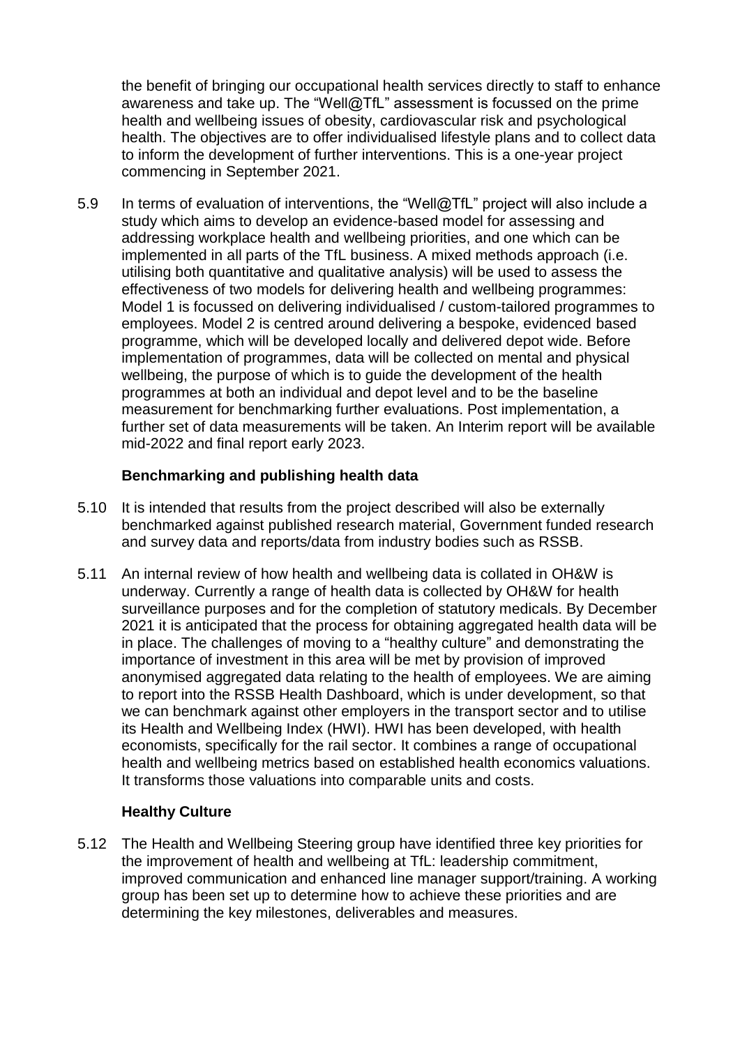the benefit of bringing our occupational health services directly to staff to enhance awareness and take up. The "Well@TfL" assessment is focussed on the prime health and wellbeing issues of obesity, cardiovascular risk and psychological health. The objectives are to offer individualised lifestyle plans and to collect data to inform the development of further interventions. This is a one-year project commencing in September 2021.

5.9 In terms of evaluation of interventions, the "Well@TfL" project will also include a study which aims to develop an evidence-based model for assessing and addressing workplace health and wellbeing priorities, and one which can be implemented in all parts of the TfL business. A mixed methods approach (i.e. utilising both quantitative and qualitative analysis) will be used to assess the effectiveness of two models for delivering health and wellbeing programmes: Model 1 is focussed on delivering individualised / custom-tailored programmes to employees. Model 2 is centred around delivering a bespoke, evidenced based programme, which will be developed locally and delivered depot wide. Before implementation of programmes, data will be collected on mental and physical wellbeing, the purpose of which is to guide the development of the health programmes at both an individual and depot level and to be the baseline measurement for benchmarking further evaluations. Post implementation, a further set of data measurements will be taken. An Interim report will be available mid-2022 and final report early 2023.

**Benchmarking and publishing health data**

5.10 It is intended that results from the project described will also be externally benchmarked against published research material, Government funded research and survey data and reports/data from industry bodies such as RSSB.

5.11 An internal review of how health and wellbeing data is collated in OH&W is underway. Currently a range of health data is collected by OH&W for health surveillance purposes and for the completion of statutory medicals. By December 2021 it is anticipated that the process for obtaining aggregated health data will be in place. The challenges of moving to a "healthy culture" and demonstrating the importance of investment in this area will be met by provision of improved anonymised aggregated data relating to the health of employees. We are aiming to report into the RSSB Health Dashboard, which is under development, so that we can benchmark against other employers in the transport sector and to utilise its Health and Wellbeing Index (HWI). HWI has been developed, with health economists, specifically for the rail sector. It combines a range of occupational health and wellbeing metrics based on established health economics valuations. It transforms those valuations into comparable units and costs.

**Healthy Culture**

5.12 The Health and Wellbeing Steering group have identified three key priorities for the improvement of health and wellbeing at TfL: leadership commitment, improved communication and enhanced line manager support/training. A working group has been set up to determine how to achieve these priorities and are determining the key milestones, deliverables and measures.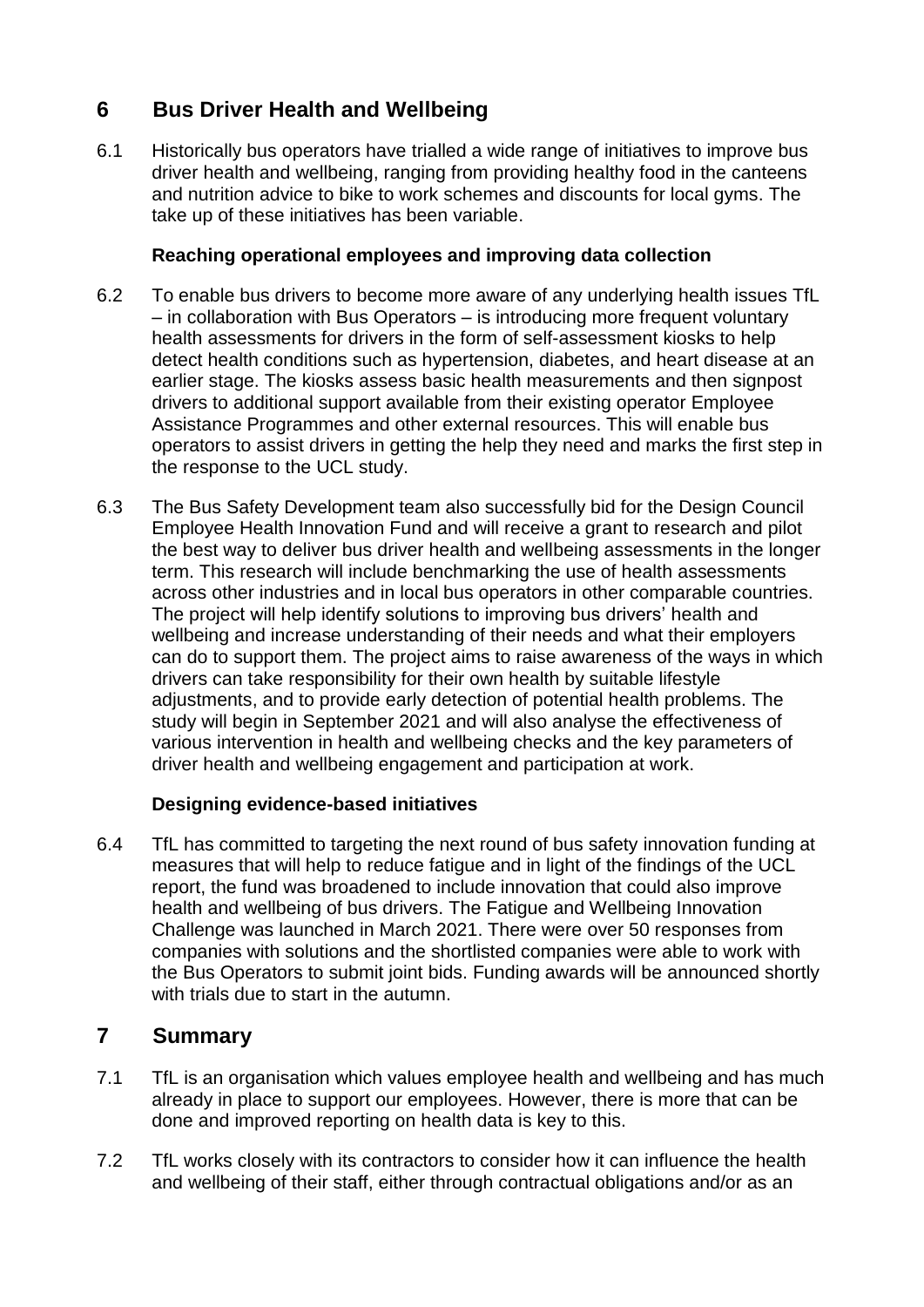## 6 Bus Driver Health and Wellbeing

6.1 Historically bus operators have trialled a wide range of initiatives to improve bus driver health and wellbeing, ranging from providing healthy food in the canteens and nutrition advice to bike to work schemes and discounts for local gyms. The take up of these initiatives has been variable.

**Reaching operational employees and improving data collection**

6.2 To enable bus drivers to become more aware of any underlying health issues TfL – in collaboration with Bus Operators – is introducing more frequent voluntary health assessments for drivers in the form of self-assessment kiosks to help detect health conditions such as hypertension, diabetes, and heart disease at an earlier stage. The kiosks assess basic health measurements and then signpost drivers to additional support available from their existing operator Employee Assistance Programmes and other external resources. This will enable bus operators to assist drivers in getting the help they need and marks the first step in the response to the UCL study.

6.3 The Bus Safety Development team also successfully bid for the Design Council Employee Health Innovation Fund and will receive a grant to research and pilot the best way to deliver bus driver health and wellbeing assessments in the longer term. This research will include benchmarking the use of health assessments across other industries and in local bus operators in other comparable countries. The project will help identify solutions to improving bus drivers' health and wellbeing and increase understanding of their needs and what their employers can do to support them. The project aims to raise awareness of the ways in which drivers can take responsibility for their own health by suitable lifestyle adjustments, and to provide early detection of potential health problems. The study will begin in September 2021 and will also analyse the effectiveness of various intervention in health and wellbeing checks and the key parameters of driver health and wellbeing engagement and participation at work.

**Designing evidence-based initiatives**

6.4 TfL has committed to targeting the next round of bus safety innovation funding at measures that will help to reduce fatigue and in light of the findings of the UCL report, the fund was broadened to include innovation that could also improve health and wellbeing of bus drivers. The Fatigue and Wellbeing Innovation Challenge was launched in March 2021. There were over 50 responses from companies with solutions and the shortlisted companies were able to work with the Bus Operators to submit joint bids. Funding awards will be announced shortly with trials due to start in the autumn.

## 7 Summary

7.1 TfL is an organisation which values employee health and wellbeing and has much already in place to support our employees. However, there is more that can be done and improved reporting on health data is key to this.

7.2 TfL works closely with its contractors to consider how it can influence the health and wellbeing of their staff, either through contractual obligations and/or as an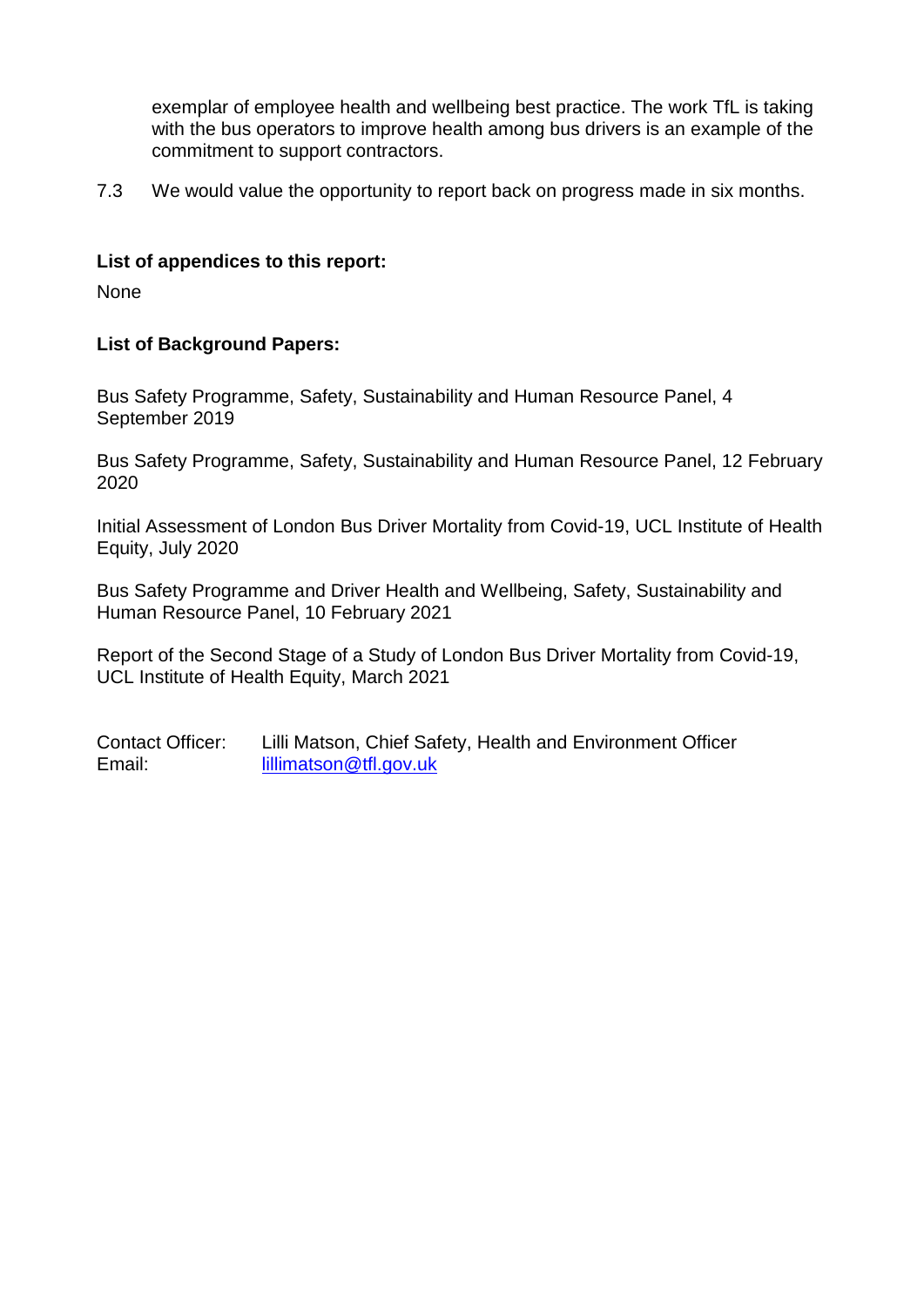exemplar of employee health and wellbeing best practice. The work TfL is taking with the bus operators to improve health among bus drivers is an example of the commitment to support contractors.

7.3 We would value the opportunity to report back on progress made in six months.

**List of appendices to this report:**

None

**List of Background Papers:**

Bus Safety Programme, Safety, Sustainability and Human Resource Panel, 4 September 2019

Bus Safety Programme, Safety, Sustainability and Human Resource Panel, 12 February 2020

Initial Assessment of London Bus Driver Mortality from Covid-19, UCL Institute of Health Equity, July 2020

Bus Safety Programme and Driver Health and Wellbeing, Safety, Sustainability and Human Resource Panel, 10 February 2021

Report of the Second Stage of a Study of London Bus Driver Mortality from Covid-19, UCL Institute of Health Equity, March 2021

Contact Officer: Lilli Matson, Chief Safety, Health and Environment Officer
Email: lillimatson@tfl.gov.uk